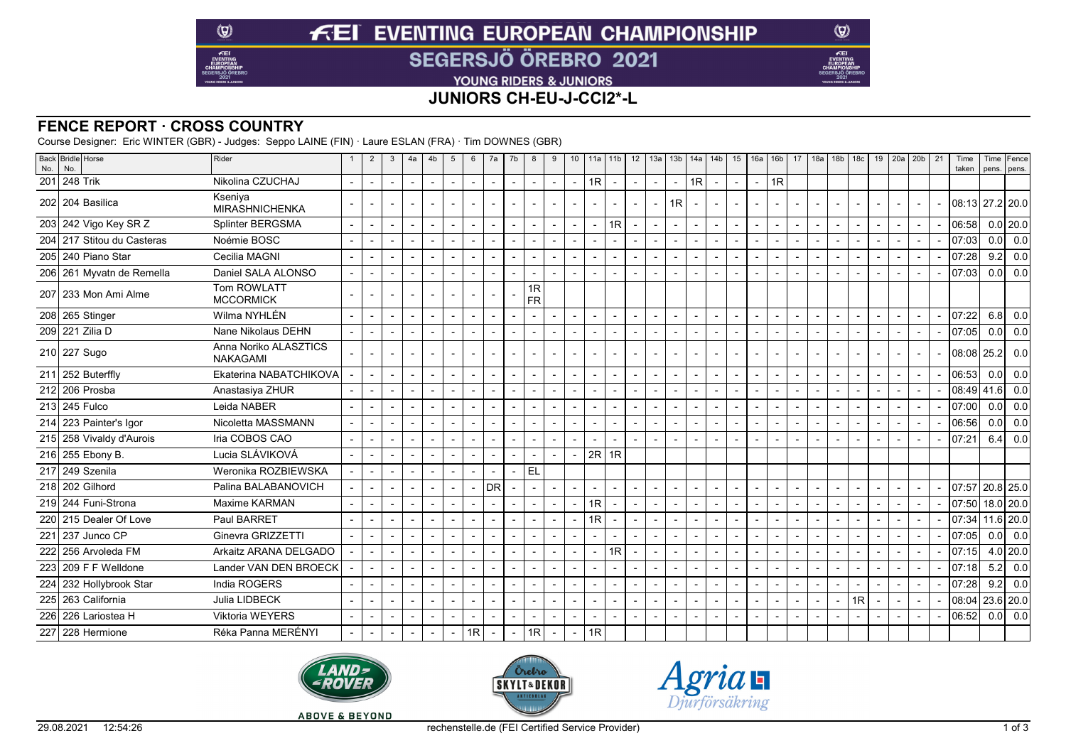# FEI EVENTING EUROPEAN CHAMPIONSHIP

## SEGERSJÖ ÖREBRO 2021

YOUNG RIDERS & JUNIORS

## JUNIORS CH-EU-J-CCI2*-L

## FENCE REPORT · CROSS COUNTRY

Course Designer: Eric WINTER (GBR) - Judges: Seppo LAINE (FIN) · Laure ESLAN (FRA) · Tim DOWNES (GBR)

| Back No. | Bridle No. | Horse | Rider | 1 | 2 | 3 | 4a | 4b | 5 | 6 | 7a | 7b | 8 | 9 | 10 | 11a | 11b | 12 | 13a | 13b | 14a | 14b | 15 | 16a | 16b | 17 | 18a | 18b | 18c | 19 | 20a | 20b | 21 | Time taken | Time pens. | Fence pens. |
|---|---|---|---|---|---|---|---|---|---|---|---|---|---|---|---|---|---|---|---|---|---|---|---|---|---|---|---|---|---|---|---|---|---|---|---|---|
| 201 | 248 | Trik | Nikolina CZUCHAJ | - | - | - | - | - | - | - | - | - | - | - | - | 1R | - | - | - | - | 1R | - | - | - | 1R | | | | | | | | | | | |
| 202 | 204 | Basilica | Kseniya MIRASHNICHENKA | - | - | - | - | - | - | - | - | - | - | - | - | - | - | - | - | 1R | - | - | - | - | - | - | - | - | - | - | - | - | - | 08:13 | 27.2 | 20.0 |
| 203 | 242 | Vigo Key SR Z | Splinter BERGSMA | - | - | - | - | - | - | - | - | - | - | - | - | - | 1R | - | - | - | - | - | - | - | - | - | - | - | - | - | - | - | - | 06:58 | 0.0 | 20.0 |
| 204 | 217 | Stitou du Casteras | Noémie BOSC | - | - | - | - | - | - | - | - | - | - | - | - | - | - | - | - | - | - | - | - | - | - | - | - | - | - | - | - | - | - | 07:03 | 0.0 | 0.0 |
| 205 | 240 | Piano Star | Cecilia MAGNI | - | - | - | - | - | - | - | - | - | - | - | - | - | - | - | - | - | - | - | - | - | - | - | - | - | - | - | - | - | - | 07:28 | 9.2 | 0.0 |
| 206 | 261 | Myvatn de Remella | Daniel SALA ALONSO | - | - | - | - | - | - | - | - | - | - | - | - | - | - | - | - | - | - | - | - | - | - | - | - | - | - | - | - | - | - | 07:03 | 0.0 | 0.0 |
| 207 | 233 | Mon Ami Alme | Tom ROWLATT MCCORMICK | - | - | - | - | - | - | - | - | - | 1R FR | | | | | | | | | | | | | | | | | | | | | | | |
| 208 | 265 | Stinger | Wilma NYHLÉN | - | - | - | - | - | - | - | - | - | - | - | - | - | - | - | - | - | - | - | - | - | - | - | - | - | - | - | - | - | - | 07:22 | 6.8 | 0.0 |
| 209 | 221 | Zilia D | Nane Nikolaus DEHN | - | - | - | - | - | - | - | - | - | - | - | - | - | - | - | - | - | - | - | - | - | - | - | - | - | - | - | - | - | - | 07:05 | 0.0 | 0.0 |
| 210 | 227 | Sugo | Anna Noriko ALASZTICS NAKAGAMI | - | - | - | - | - | - | - | - | - | - | - | - | - | - | - | - | - | - | - | - | - | - | - | - | - | - | - | - | - | - | 08:08 | 25.2 | 0.0 |
| 211 | 252 | Buterffly | Ekaterina NABATCHIKOVA | - | - | - | - | - | - | - | - | - | - | - | - | - | - | - | - | - | - | - | - | - | - | - | - | - | - | - | - | - | - | 06:53 | 0.0 | 0.0 |
| 212 | 206 | Prosba | Anastasiya ZHUR | - | - | - | - | - | - | - | - | - | - | - | - | - | - | - | - | - | - | - | - | - | - | - | - | - | - | - | - | - | - | 08:49 | 41.6 | 0.0 |
| 213 | 245 | Fulco | Leida NABER | - | - | - | - | - | - | - | - | - | - | - | - | - | - | - | - | - | - | - | - | - | - | - | - | - | - | - | - | - | - | 07:00 | 0.0 | 0.0 |
| 214 | 223 | Painter's Igor | Nicoletta MASSMANN | - | - | - | - | - | - | - | - | - | - | - | - | - | - | - | - | - | - | - | - | - | - | - | - | - | - | - | - | - | - | 06:56 | 0.0 | 0.0 |
| 215 | 258 | Vivaldy d'Aurois | Iria COBOS CAO | - | - | - | - | - | - | - | - | - | - | - | - | - | - | - | - | - | - | - | - | - | - | - | - | - | - | - | - | - | - | 07:21 | 6.4 | 0.0 |
| 216 | 255 | Ebony B. | Lucia SLÁVIKOVÁ | - | - | - | - | - | - | - | - | - | - | - | - | 2R | 1R | | | | | | | | | | | | | | | | | | | |
| 217 | 249 | Szenila | Weronika ROZBIEWSKA | - | - | - | - | - | - | - | - | - | EL | | | | | | | | | | | | | | | | | | | | | | | |
| 218 | 202 | Gilhord | Palina BALABANOVICH | - | - | - | - | - | - | - | DR | - | - | - | - | - | - | - | - | - | - | - | - | - | - | - | - | - | - | - | - | - | - | 07:57 | 20.8 | 25.0 |
| 219 | 244 | Funi-Strona | Maxime KARMAN | - | - | - | - | - | - | - | - | - | - | - | - | 1R | - | - | - | - | - | - | - | - | - | - | - | - | - | - | - | - | - | 07:50 | 18.0 | 20.0 |
| 220 | 215 | Dealer Of Love | Paul BARRET | - | - | - | - | - | - | - | - | - | - | - | - | 1R | - | - | - | - | - | - | - | - | - | - | - | - | - | - | - | - | - | 07:34 | 11.6 | 20.0 |
| 221 | 237 | Junco CP | Ginevra GRIZZETTI | - | - | - | - | - | - | - | - | - | - | - | - | - | - | - | - | - | - | - | - | - | - | - | - | - | - | - | - | - | - | 07:05 | 0.0 | 0.0 |
| 222 | 256 | Arvoleda FM | Arkaitz ARANA DELGADO | - | - | - | - | - | - | - | - | - | - | - | - | - | 1R | - | - | - | - | - | - | - | - | - | - | - | - | - | - | - | - | 07:15 | 4.0 | 20.0 |
| 223 | 209 | F F Welldone | Lander VAN DEN BROECK | - | - | - | - | - | - | - | - | - | - | - | - | - | - | - | - | - | - | - | - | - | - | - | - | - | - | - | - | - | - | 07:18 | 5.2 | 0.0 |
| 224 | 232 | Hollybrook Star | India ROGERS | - | - | - | - | - | - | - | - | - | - | - | - | - | - | - | - | - | - | - | - | - | - | - | - | - | - | - | - | - | - | 07:28 | 9.2 | 0.0 |
| 225 | 263 | California | Julia LIDBECK | - | - | - | - | - | - | - | - | - | - | - | - | - | - | - | - | - | - | - | - | - | - | - | - | - | 1R | - | - | - | - | 08:04 | 23.6 | 20.0 |
| 226 | 226 | Lariostea H | Viktoria WEYERS | - | - | - | - | - | - | - | - | - | - | - | - | - | - | - | - | - | - | - | - | - | - | - | - | - | - | - | - | - | - | 06:52 | 0.0 | 0.0 |
| 227 | 228 | Hermione | Réka Panna MERÉNYI | - | - | - | - | - | - | 1R | - | - | 1R | - | - | 1R | | | | | | | | | | | | | | | | | | | | |

29.08.2021 12:54:26 rechenstelle.de (FEI Certified Service Provider)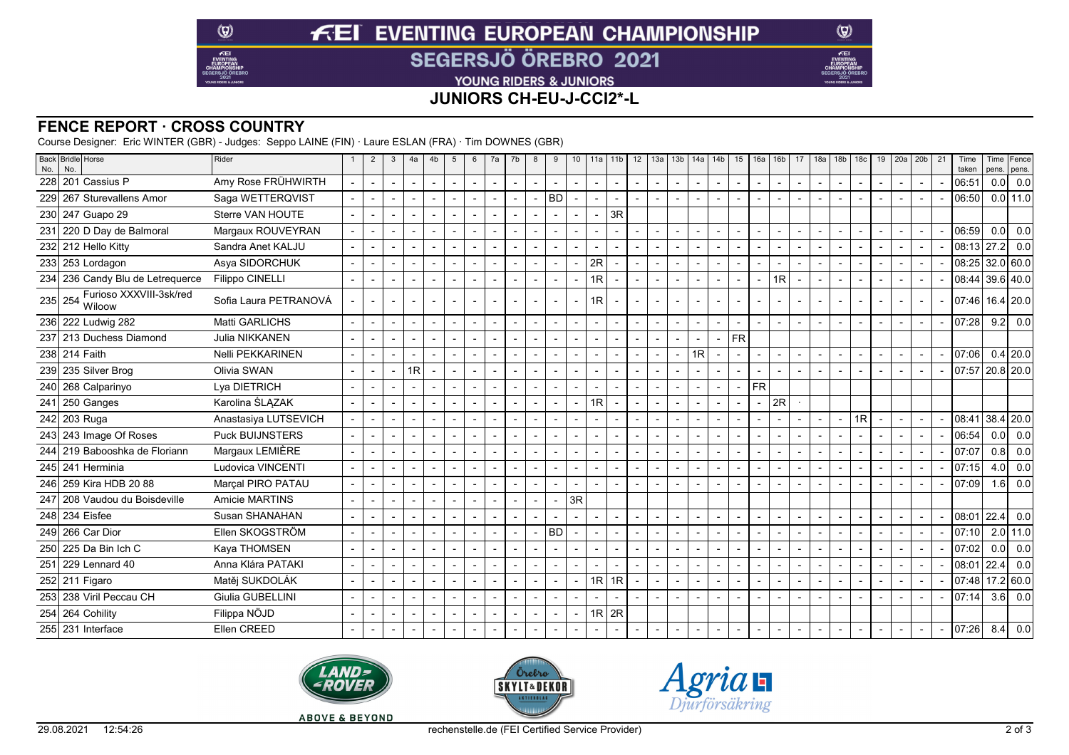# FEI EVENTING EUROPEAN CHAMPIONSHIP

## SEGERSJÖ ÖREBRO 2021

### YOUNG RIDERS & JUNIORS

### JUNIORS CH-EU-J-CCI2*-L

## FENCE REPORT · CROSS COUNTRY

Course Designer: Eric WINTER (GBR) - Judges: Seppo LAINE (FIN) · Laure ESLAN (FRA) · Tim DOWNES (GBR)

| Back No. | Bridle No. | Horse | Rider | 1 | 2 | 3 | 4a | 4b | 5 | 6 | 7a | 7b | 8 | 9 | 10 | 11a | 11b | 12 | 13a | 13b | 14a | 14b | 15 | 16a | 16b | 17 | 18a | 18b | 18c | 19 | 20a | 20b | 21 | Time taken | Time pens. | Fence pens. |
|---|---|---|---|---|---|---|---|---|---|---|---|---|---|---|---|---|---|---|---|---|---|---|---|---|---|---|---|---|---|---|---|---|---|---|---|---|
| 228 | 201 | Cassius P | Amy Rose FRÜHWIRTH | - | - | - | - | - | - | - | - | - | - | - | - | - | - | - | - | - | - | - | - | - | - | - | - | - | - | - | - | - | - | 06:51 | 0.0 | 0.0 |
| 229 | 267 | Sturevallens Amor | Saga WETTERQVIST | - | - | - | - | - | - | - | - | - | - | BD | - | - | - | - | - | - | - | - | - | - | - | - | - | - | - | - | - | - | - | 06:50 | 0.0 | 11.0 |
| 230 | 247 | Guapo 29 | Sterre VAN HOUTE | - | - | - | - | - | - | - | - | - | - | - | - | - | 3R | | | | | | | | | | | | | | | | | | | |
| 231 | 220 | D Day de Balmoral | Margaux ROUVEYRAN | - | - | - | - | - | - | - | - | - | - | - | - | - | - | - | - | - | - | - | - | - | - | - | - | - | - | - | - | - | - | 06:59 | 0.0 | 0.0 |
| 232 | 212 | Hello Kitty | Sandra Anet KALJU | - | - | - | - | - | - | - | - | - | - | - | - | - | - | - | - | - | - | - | - | - | - | - | - | - | - | - | - | - | - | 08:13 | 27.2 | 0.0 |
| 233 | 253 | Lordagon | Asya SIDORCHUK | - | - | - | - | - | - | - | - | - | - | - | - | 2R | - | - | - | - | - | - | - | - | - | - | - | - | - | - | - | - | - | 08:25 | 32.0 | 60.0 |
| 234 | 236 | Candy Blu de Letrequerce | Filippo CINELLI | - | - | - | - | - | - | - | - | - | - | - | - | 1R | - | - | - | - | - | - | - | - | 1R | - | - | - | - | - | - | - | - | 08:44 | 39.6 | 40.0 |
| 235 | 254 | Furioso XXXVIII-3sk/red Wiloow | Sofia Laura PETRANOVÁ | - | - | - | - | - | - | - | - | - | - | - | - | 1R | - | - | - | - | - | - | - | - | - | - | - | - | - | - | - | - | - | 07:46 | 16.4 | 20.0 |
| 236 | 222 | Ludwig 282 | Matti GARLICHS | - | - | - | - | - | - | - | - | - | - | - | - | - | - | - | - | - | - | - | - | - | - | - | - | - | - | - | - | - | - | 07:28 | 9.2 | 0.0 |
| 237 | 213 | Duchess Diamond | Julia NIKKANEN | - | - | - | - | - | - | - | - | - | - | - | - | - | - | - | - | - | - | - | FR | | | | | | | | | | | | | |
| 238 | 214 | Faith | Nelli PEKKARINEN | - | - | - | - | - | - | - | - | - | - | - | - | - | - | - | - | - | 1R | - | - | - | - | - | - | - | - | - | - | - | - | 07:06 | 0.4 | 20.0 |
| 239 | 235 | Silver Brog | Olivia SWAN | - | - | - | 1R | - | - | - | - | - | - | - | - | - | - | - | - | - | - | - | - | - | - | - | - | - | - | - | - | - | - | 07:57 | 20.8 | 20.0 |
| 240 | 268 | Calparinyo | Lya DIETRICH | - | - | - | - | - | - | - | - | - | - | - | - | - | - | - | - | - | - | - | - | FR | | | | | | | | | | | | |
| 241 | 250 | Ganges | Karolina ŚLĄZAK | - | - | - | - | - | - | - | - | - | - | - | - | 1R | - | - | - | - | - | - | - | - | 2R | · | | | | | | | | | | |
| 242 | 203 | Ruga | Anastasiya LUTSEVICH | - | - | - | - | - | - | - | - | - | - | - | - | - | - | - | - | - | - | - | - | - | - | - | - | - | 1R | - | - | - | - | 08:41 | 38.4 | 20.0 |
| 243 | 243 | Image Of Roses | Puck BUIJNSTERS | - | - | - | - | - | - | - | - | - | - | - | - | - | - | - | - | - | - | - | - | - | - | - | - | - | - | - | - | - | - | 06:54 | 0.0 | 0.0 |
| 244 | 219 | Babooshka de Floriann | Margaux LEMIÈRE | - | - | - | - | - | - | - | - | - | - | - | - | - | - | - | - | - | - | - | - | - | - | - | - | - | - | - | - | - | - | 07:07 | 0.8 | 0.0 |
| 245 | 241 | Herminia | Ludovica VINCENTI | - | - | - | - | - | - | - | - | - | - | - | - | - | - | - | - | - | - | - | - | - | - | - | - | - | - | - | - | - | - | 07:15 | 4.0 | 0.0 |
| 246 | 259 | Kira HDB 20 88 | Marçal PIRO PATAU | - | - | - | - | - | - | - | - | - | - | - | - | - | - | - | - | - | - | - | - | - | - | - | - | - | - | - | - | - | - | 07:09 | 1.6 | 0.0 |
| 247 | 208 | Vaudou du Boisdeville | Amicie MARTINS | - | - | - | - | - | - | - | - | - | - | - | 3R | | | | | | | | | | | | | | | | | | | | | |
| 248 | 234 | Eisfee | Susan SHANAHAN | - | - | - | - | - | - | - | - | - | - | - | - | - | - | - | - | - | - | - | - | - | - | - | - | - | - | - | - | - | - | 08:01 | 22.4 | 0.0 |
| 249 | 266 | Car Dior | Ellen SKOGSTRÖM | - | - | - | - | - | - | - | - | - | - | BD | - | - | - | - | - | - | - | - | - | - | - | - | - | - | - | - | - | - | - | 07:10 | 2.0 | 11.0 |
| 250 | 225 | Da Bin Ich C | Kaya THOMSEN | - | - | - | - | - | - | - | - | - | - | - | - | - | - | - | - | - | - | - | - | - | - | - | - | - | - | - | - | - | - | 07:02 | 0.0 | 0.0 |
| 251 | 229 | Lennard 40 | Anna Klára PATAKI | - | - | - | - | - | - | - | - | - | - | - | - | - | - | - | - | - | - | - | - | - | - | - | - | - | - | - | - | - | - | 08:01 | 22.4 | 0.0 |
| 252 | 211 | Figaro | Matěj SUKDOLÁK | - | - | - | - | - | - | - | - | - | - | - | - | 1R | 1R | - | - | - | - | - | - | - | - | - | - | - | - | - | - | - | - | 07:48 | 17.2 | 60.0 |
| 253 | 238 | Viril Peccau CH | Giulia GUBELLINI | - | - | - | - | - | - | - | - | - | - | - | - | - | - | - | - | - | - | - | - | - | - | - | - | - | - | - | - | - | - | 07:14 | 3.6 | 0.0 |
| 254 | 264 | Cohility | Filippa NÖJD | - | - | - | - | - | - | - | - | - | - | - | - | 1R | 2R | | | | | | | | | | | | | | | | | | | |
| 255 | 231 | Interface | Ellen CREED | - | - | - | - | - | - | - | - | - | - | - | - | - | - | - | - | - | - | - | - | - | - | - | - | - | - | - | - | - | - | 07:26 | 8.4 | 0.0 |

29.08.2021 12:54:26 rechenstelle.de (FEI Certified Service Provider)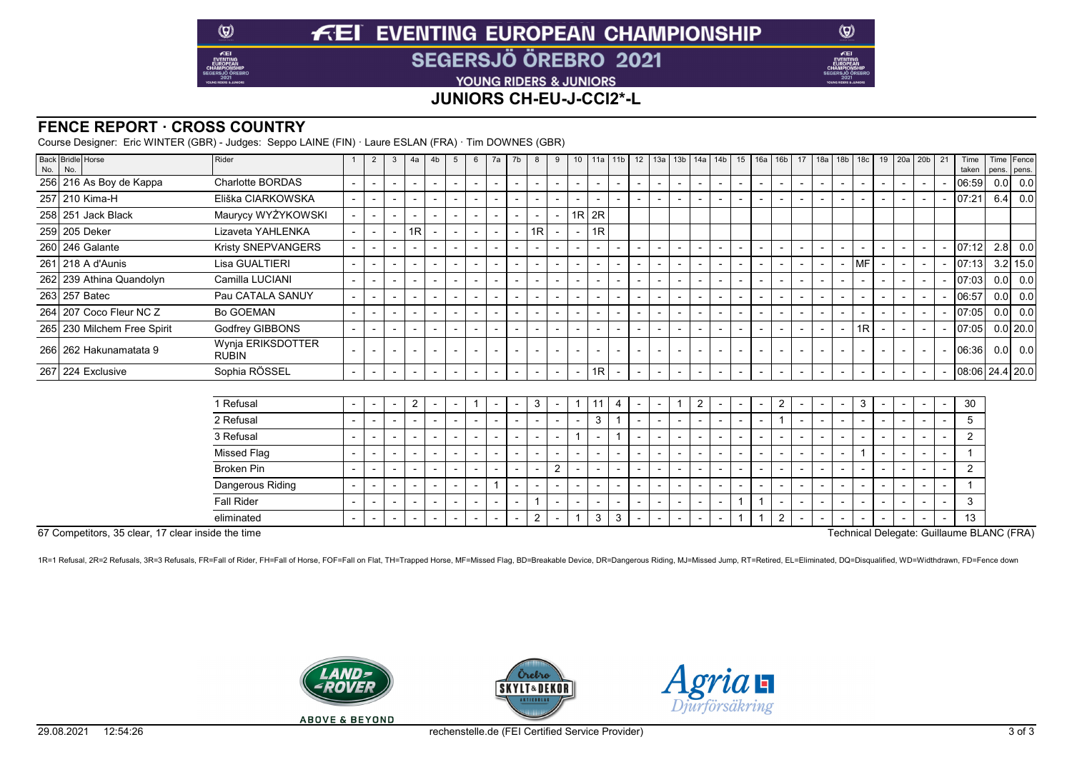# FEI EVENTING EUROPEAN CHAMPIONSHIP

## SEGERSJÖ ÖREBRO 2021

YOUNG RIDERS & JUNIORS

### JUNIORS CH-EU-J-CCI2*-L

## FENCE REPORT · CROSS COUNTRY

Course Designer: Eric WINTER (GBR) - Judges: Seppo LAINE (FIN) · Laure ESLAN (FRA) · Tim DOWNES (GBR)

| Back No. | Bridle No. | Horse | Rider | 1 | 2 | 3 | 4a | 4b | 5 | 6 | 7a | 7b | 8 | 9 | 10 | 11a | 11b | 12 | 13a | 13b | 14a | 14b | 15 | 16a | 16b | 17 | 18a | 18b | 18c | 19 | 20a | 20b | 21 | Time taken | Time pens. | Fence pens. |
|---|---|---|---|---|---|---|---|---|---|---|---|---|---|---|---|---|---|---|---|---|---|---|---|---|---|---|---|---|---|---|---|---|---|---|---|---|
| 256 | 216 | As Boy de Kappa | Charlotte BORDAS | - | - | - | - | - | - | - | - | - | - | - | - | - | - | - | - | - | - | - | - | - | - | - | - | - | - | - | - | - | - | 06:59 | 0.0 | 0.0 |
| 257 | 210 | Kima-H | Eliška CIARKOWSKA | - | - | - | - | - | - | - | - | - | - | - | - | - | - | - | - | - | - | - | - | - | - | - | - | - | - | - | - | - | - | 07:21 | 6.4 | 0.0 |
| 258 | 251 | Jack Black | Maurycy WYŻYKOWSKI | - | - | - | - | - | - | - | - | - | - | - | 1R | 2R | | | | | | | | | | | | | | | | | | | | |
| 259 | 205 | Deker | Lizaveta YAHLENKA | - | - | - | 1R | - | - | - | - | - | 1R | - | - | 1R | | | | | | | | | | | | | | | | | | | | |
| 260 | 246 | Galante | Kristy SNEPVANGERS | - | - | - | - | - | - | - | - | - | - | - | - | - | - | - | - | - | - | - | - | - | - | - | - | - | - | - | - | - | - | 07:12 | 2.8 | 0.0 |
| 261 | 218 | A d'Aunis | Lisa GUALTIERI | - | - | - | - | - | - | - | - | - | - | - | - | - | - | - | - | - | - | - | - | - | - | - | - | - | MF | - | - | - | - | 07:13 | 3.2 | 15.0 |
| 262 | 239 | Athina Quandolyn | Camilla LUCIANI | - | - | - | - | - | - | - | - | - | - | - | - | - | - | - | - | - | - | - | - | - | - | - | - | - | - | - | - | - | - | 07:03 | 0.0 | 0.0 |
| 263 | 257 | Batec | Pau CATALA SANUY | - | - | - | - | - | - | - | - | - | - | - | - | - | - | - | - | - | - | - | - | - | - | - | - | - | - | - | - | - | - | 06:57 | 0.0 | 0.0 |
| 264 | 207 | Coco Fleur NC Z | Bo GOEMAN | - | - | - | - | - | - | - | - | - | - | - | - | - | - | - | - | - | - | - | - | - | - | - | - | - | - | - | - | - | - | 07:05 | 0.0 | 0.0 |
| 265 | 230 | Milchem Free Spirit | Godfrey GIBBONS | - | - | - | - | - | - | - | - | - | - | - | - | - | - | - | - | - | - | - | - | - | - | - | - | - | 1R | - | - | - | - | 07:05 | 0.0 | 20.0 |
| 266 | 262 | Hakunamatata 9 | Wynja ERIKSDOTTER RUBIN | - | - | - | - | - | - | - | - | - | - | - | - | - | - | - | - | - | - | - | - | - | - | - | - | - | - | - | - | - | - | 06:36 | 0.0 | 0.0 |
| 267 | 224 | Exclusive | Sophia RÖSSEL | - | - | - | - | - | - | - | - | - | - | - | - | 1R | - | - | - | - | - | - | - | - | - | - | - | - | - | - | - | - | - | 08:06 | 24.4 | 20.0 |
| | | | 1 Refusal | - | - | - | 2 | - | - | 1 | - | - | 3 | - | 1 | 11 | 4 | - | - | 1 | 2 | - | - | - | 2 | - | - | - | 3 | - | - | - | - | 30 | | |
| | | | 2 Refusal | - | - | - | - | - | - | - | - | - | - | - | - | 3 | 1 | - | - | - | - | - | - | - | 1 | - | - | - | - | - | - | - | - | 5 | | |
| | | | 3 Refusal | - | - | - | - | - | - | - | - | - | - | - | 1 | - | 1 | - | - | - | - | - | - | - | - | - | - | - | - | - | - | - | - | 2 | | |
| | | | Missed Flag | - | - | - | - | - | - | - | - | - | - | - | - | - | - | - | - | - | - | - | - | - | - | - | - | - | 1 | - | - | - | - | 1 | | |
| | | | Broken Pin | - | - | - | - | - | - | - | - | - | - | 2 | - | - | - | - | - | - | - | - | - | - | - | - | - | - | - | - | - | - | - | 2 | | |
| | | | Dangerous Riding | - | - | - | - | - | - | - | 1 | - | - | - | - | - | - | - | - | - | - | - | - | - | - | - | - | - | - | - | - | - | - | 1 | | |
| | | | Fall Rider | - | - | - | - | - | - | - | - | - | 1 | - | - | - | - | - | - | - | - | - | 1 | 1 | - | - | - | - | - | - | - | - | - | 3 | | |
| | | | eliminated | - | - | - | - | - | - | - | - | - | 2 | - | 1 | 3 | 3 | - | - | - | - | - | 1 | 1 | 2 | - | - | - | - | - | - | - | - | 13 | | |

67 Competitors, 35 clear, 17 clear inside the time

Technical Delegate: Guillaume BLANC (FRA)

1R=1 Refusal, 2R=2 Refusals, 3R=3 Refusals, FR=Fall of Rider, FH=Fall of Horse, FOF=Fall on Flat, TH=Trapped Horse, MF=Missed Flag, BD=Breakable Device, DR=Dangerous Riding, MJ=Missed Jump, RT=Retired, EL=Eliminated, DQ=Disqualified, WD=Widthdrawn, FD=Fence down

LAND ROVER ABOVE & BEYOND · Örebro SKYLT & DEKOR · Agria Djurförsäkring

29.08.2021 12:54:26 rechenstelle.de (FEI Certified Service Provider)